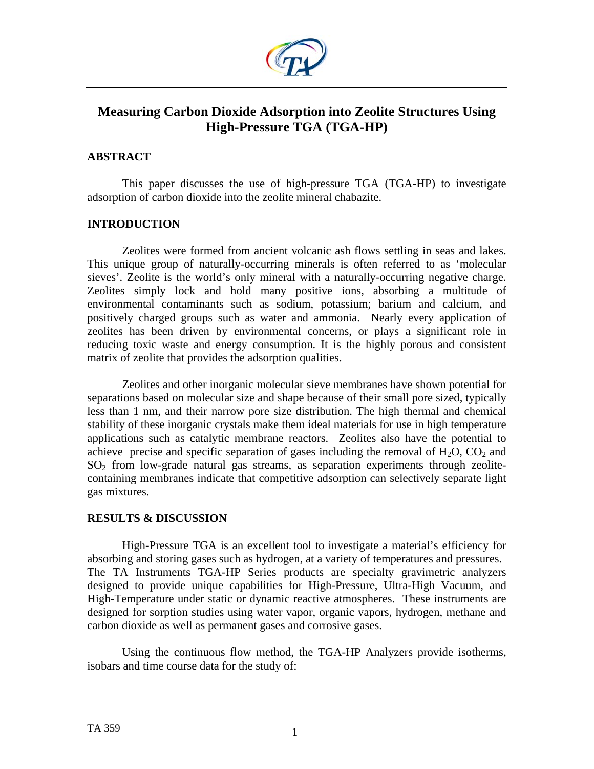# Measuring Carbon Dioxide Adsorption into Zeolite Structures Using High-Pressure TGA (TGA-HP)

## ABSTRACT

This paper discusses the use of high-pressure TGA (TGA-HP) to investigate adsorption of carbon dioxide into the zeolite mineral chabazite.

## INTRODUCTION

Zeolites were formed from ancient volcanic ash flows settling in seas and lakes. This unique group of naturally-occurring minerals is often referred to as 'molecular sieves'. Zeolite is the world's only mineral with a naturally-occurring negative charge. Zeolites simply lock and hold many positive ions, absorbing a multitude of environmental contaminants such as sodium, potassium; barium and calcium, and positively charged groups such as water and ammonia. Nearly every application of zeolites has been driven by environmental concerns, or plays a significant role in reducing toxic waste and energy consumption. It is the highly porous and consistent matrix of zeolite that provides the adsorption qualities.

Zeolites and other inorganic molecular sieve membranes have shown potential for separations based on molecular size and shape because of their small pore sized, typically less than 1 nm, and their narrow pore size distribution. The high thermal and chemical stability of these inorganic crystals make them ideal materials for use in high temperature applications such as catalytic membrane reactors. Zeolites also have the potential to achieve precise and specific separation of gases including the removal of $H_2O$, $CO_2$ and $SO_2$ from low-grade natural gas streams, as separation experiments through zeolite-containing membranes indicate that competitive adsorption can selectively separate light gas mixtures.

## RESULTS & DISCUSSION

High-Pressure TGA is an excellent tool to investigate a material's efficiency for absorbing and storing gases such as hydrogen, at a variety of temperatures and pressures. The TA Instruments TGA-HP Series products are specialty gravimetric analyzers designed to provide unique capabilities for High-Pressure, Ultra-High Vacuum, and High-Temperature under static or dynamic reactive atmospheres. These instruments are designed for sorption studies using water vapor, organic vapors, hydrogen, methane and carbon dioxide as well as permanent gases and corrosive gases.

Using the continuous flow method, the TGA-HP Analyzers provide isotherms, isobars and time course data for the study of: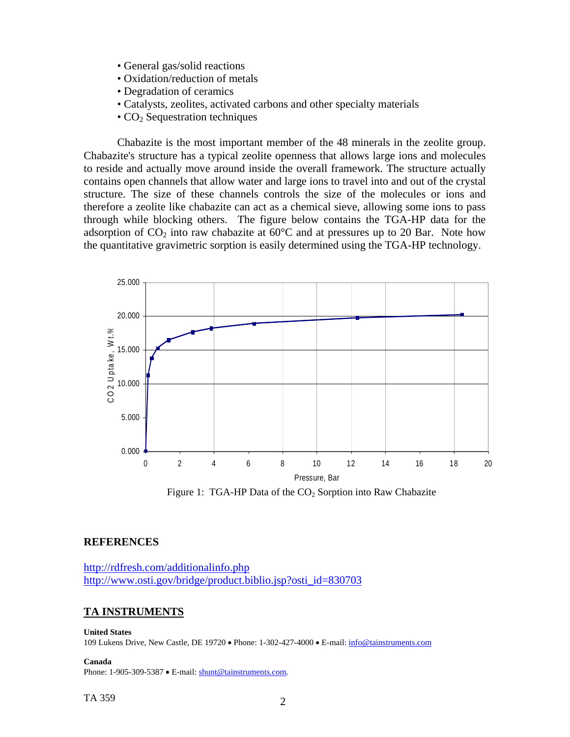- General gas/solid reactions
- Oxidation/reduction of metals
- Degradation of ceramics
- Catalysts, zeolites, activated carbons and other specialty materials
- $CO_2$ Sequestration techniques

Chabazite is the most important member of the 48 minerals in the zeolite group. Chabazite's structure has a typical zeolite openness that allows large ions and molecules to reside and actually move around inside the overall framework. The structure actually contains open channels that allow water and large ions to travel into and out of the crystal structure. The size of these channels controls the size of the molecules or ions and therefore a zeolite like chabazite can act as a chemical sieve, allowing some ions to pass through while blocking others. The figure below contains the TGA-HP data for the adsorption of $CO_2$ into raw chabazite at 60°C and at pressures up to 20 Bar. Note how the quantitative gravimetric sorption is easily determined using the TGA-HP technology.

Figure 1: TGA-HP Data of the $CO_2$ Sorption into Raw Chabazite

## REFERENCES

http://rdfresh.com/additionalinfo.php
http://www.osti.gov/bridge/product.biblio.jsp?osti_id=830703

## TA INSTRUMENTS

**United States**
109 Lukens Drive, New Castle, DE 19720 • Phone: 1-302-427-4000 • E-mail: info@tainstruments.com

**Canada**
Phone: 1-905-309-5387 • E-mail: shunt@tainstruments.com.

TA 359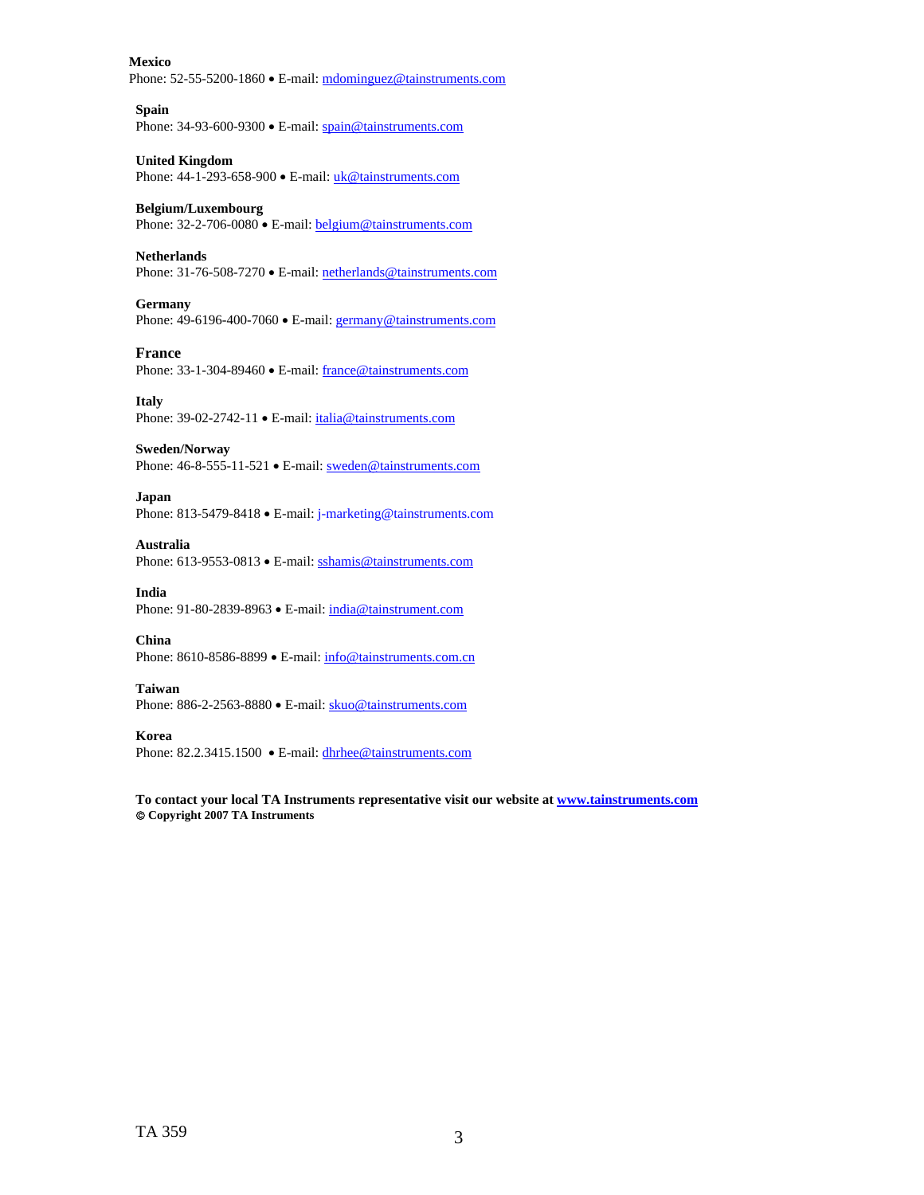**Mexico**
Phone: 52-55-5200-1860 • E-mail: mdominguez@tainstruments.com

**Spain**
Phone: 34-93-600-9300 • E-mail: spain@tainstruments.com

**United Kingdom**
Phone: 44-1-293-658-900 • E-mail: uk@tainstruments.com

**Belgium/Luxembourg**
Phone: 32-2-706-0080 • E-mail: belgium@tainstruments.com

**Netherlands**
Phone: 31-76-508-7270 • E-mail: netherlands@tainstruments.com

**Germany**
Phone: 49-6196-400-7060 • E-mail: germany@tainstruments.com

**France**
Phone: 33-1-304-89460 • E-mail: france@tainstruments.com

**Italy**
Phone: 39-02-2742-11 • E-mail: italia@tainstruments.com

**Sweden/Norway**
Phone: 46-8-555-11-521 • E-mail: sweden@tainstruments.com

**Japan**
Phone: 813-5479-8418 • E-mail: j-marketing@tainstruments.com

**Australia**
Phone: 613-9553-0813 • E-mail: sshamis@tainstruments.com

**India**
Phone: 91-80-2839-8963 • E-mail: india@tainstrument.com

**China**
Phone: 8610-8586-8899 • E-mail: info@tainstruments.com.cn

**Taiwan**
Phone: 886-2-2563-8880 • E-mail: skuo@tainstruments.com

**Korea**
Phone: 82.2.3415.1500 • E-mail: dhrhee@tainstruments.com

**To contact your local TA Instruments representative visit our website at www.tainstruments.com**
**© Copyright 2007 TA Instruments**

TA 359